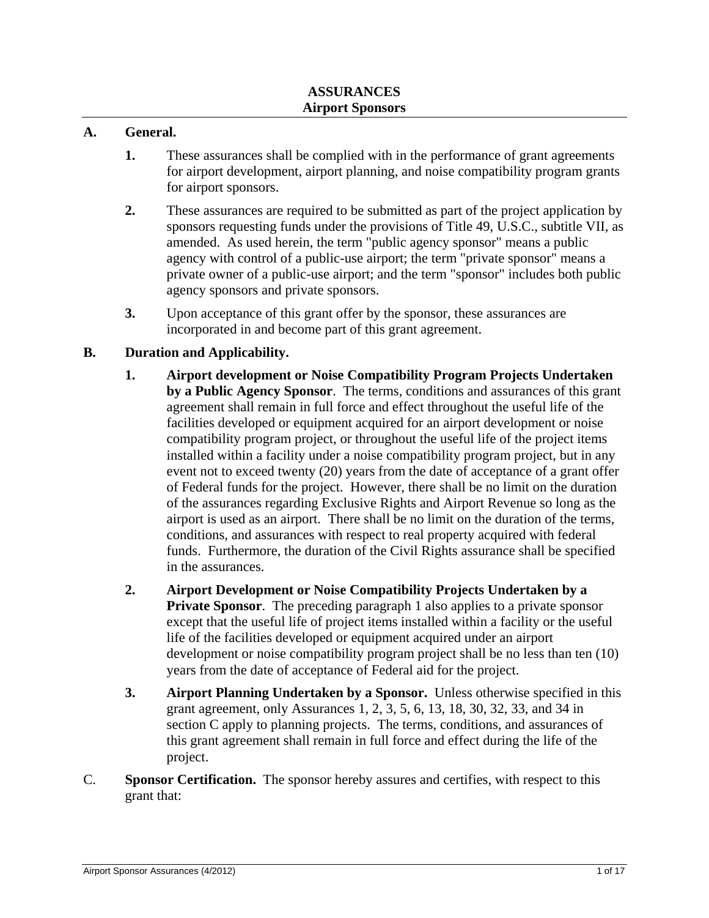# ASSURANCES
## Airport Sponsors

**A. General.**

1. These assurances shall be complied with in the performance of grant agreements for airport development, airport planning, and noise compatibility program grants for airport sponsors.

2. These assurances are required to be submitted as part of the project application by sponsors requesting funds under the provisions of Title 49, U.S.C., subtitle VII, as amended. As used herein, the term "public agency sponsor" means a public agency with control of a public-use airport; the term "private sponsor" means a private owner of a public-use airport; and the term "sponsor" includes both public agency sponsors and private sponsors.

3. Upon acceptance of this grant offer by the sponsor, these assurances are incorporated in and become part of this grant agreement.

**B. Duration and Applicability.**

1. **Airport development or Noise Compatibility Program Projects Undertaken by a Public Agency Sponsor**. The terms, conditions and assurances of this grant agreement shall remain in full force and effect throughout the useful life of the facilities developed or equipment acquired for an airport development or noise compatibility program project, or throughout the useful life of the project items installed within a facility under a noise compatibility program project, but in any event not to exceed twenty (20) years from the date of acceptance of a grant offer of Federal funds for the project. However, there shall be no limit on the duration of the assurances regarding Exclusive Rights and Airport Revenue so long as the airport is used as an airport. There shall be no limit on the duration of the terms, conditions, and assurances with respect to real property acquired with federal funds. Furthermore, the duration of the Civil Rights assurance shall be specified in the assurances.

2. **Airport Development or Noise Compatibility Projects Undertaken by a Private Sponsor**. The preceding paragraph 1 also applies to a private sponsor except that the useful life of project items installed within a facility or the useful life of the facilities developed or equipment acquired under an airport development or noise compatibility program project shall be no less than ten (10) years from the date of acceptance of Federal aid for the project.

3. **Airport Planning Undertaken by a Sponsor.** Unless otherwise specified in this grant agreement, only Assurances 1, 2, 3, 5, 6, 13, 18, 30, 32, 33, and 34 in section C apply to planning projects. The terms, conditions, and assurances of this grant agreement shall remain in full force and effect during the life of the project.

C. **Sponsor Certification.** The sponsor hereby assures and certifies, with respect to this grant that: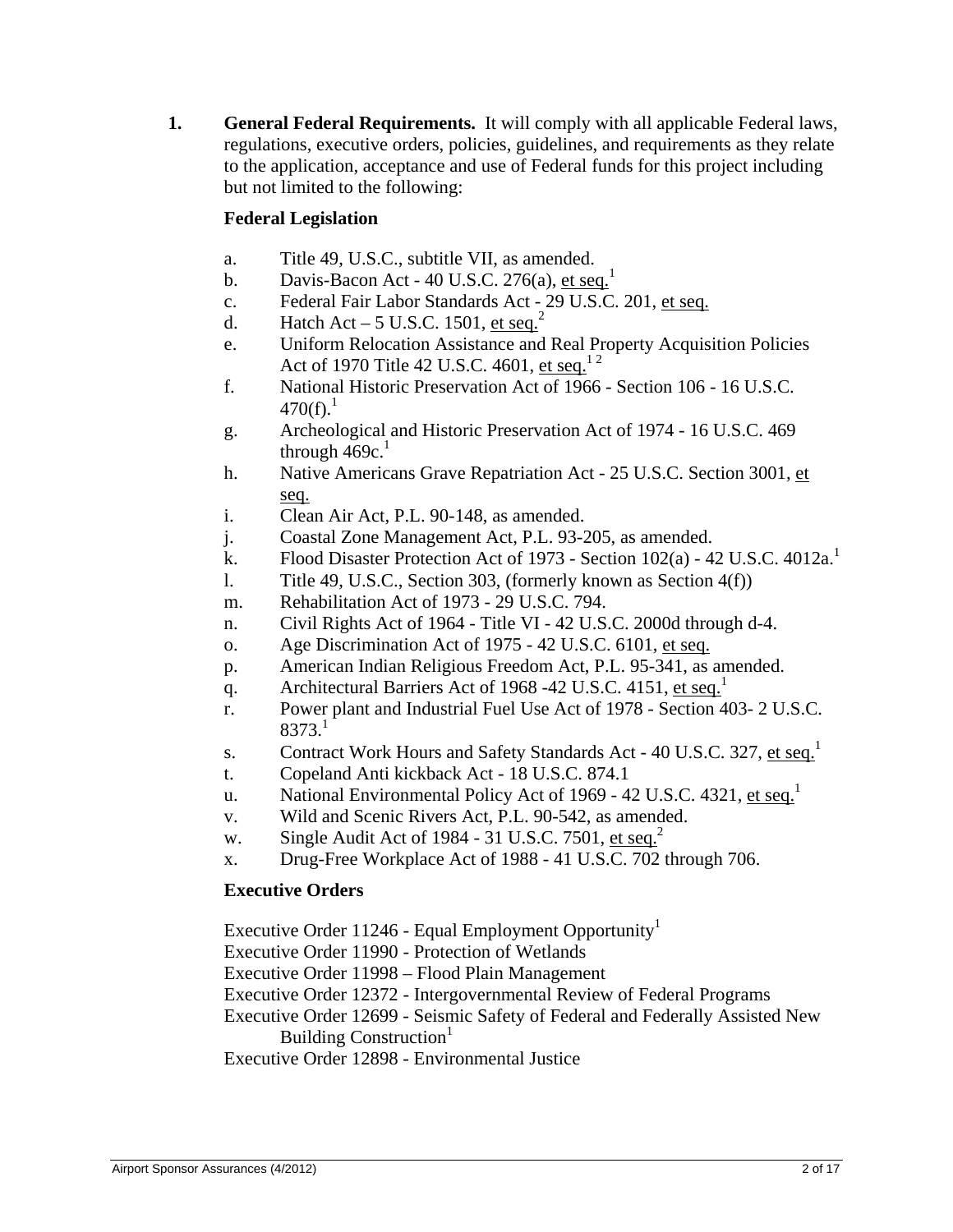1. **General Federal Requirements.** It will comply with all applicable Federal laws, regulations, executive orders, policies, guidelines, and requirements as they relate to the application, acceptance and use of Federal funds for this project including but not limited to the following:

**Federal Legislation**

a. Title 49, U.S.C., subtitle VII, as amended.
b. Davis-Bacon Act - 40 U.S.C. 276(a), et seq.[1]
c. Federal Fair Labor Standards Act - 29 U.S.C. 201, et seq.
d. Hatch Act – 5 U.S.C. 1501, et seq.[2]
e. Uniform Relocation Assistance and Real Property Acquisition Policies Act of 1970 Title 42 U.S.C. 4601, et seq.[1 2]
f. National Historic Preservation Act of 1966 - Section 106 - 16 U.S.C. 470(f).[1]
g. Archeological and Historic Preservation Act of 1974 - 16 U.S.C. 469 through 469c.[1]
h. Native Americans Grave Repatriation Act - 25 U.S.C. Section 3001, et seq.
i. Clean Air Act, P.L. 90-148, as amended.
j. Coastal Zone Management Act, P.L. 93-205, as amended.
k. Flood Disaster Protection Act of 1973 - Section 102(a) - 42 U.S.C. 4012a.[1]
l. Title 49, U.S.C., Section 303, (formerly known as Section 4(f))
m. Rehabilitation Act of 1973 - 29 U.S.C. 794.
n. Civil Rights Act of 1964 - Title VI - 42 U.S.C. 2000d through d-4.
o. Age Discrimination Act of 1975 - 42 U.S.C. 6101, et seq.
p. American Indian Religious Freedom Act, P.L. 95-341, as amended.
q. Architectural Barriers Act of 1968 -42 U.S.C. 4151, et seq.[1]
r. Power plant and Industrial Fuel Use Act of 1978 - Section 403- 2 U.S.C. 8373.[1]
s. Contract Work Hours and Safety Standards Act - 40 U.S.C. 327, et seq.[1]
t. Copeland Anti kickback Act - 18 U.S.C. 874.1
u. National Environmental Policy Act of 1969 - 42 U.S.C. 4321, et seq.[1]
v. Wild and Scenic Rivers Act, P.L. 90-542, as amended.
w. Single Audit Act of 1984 - 31 U.S.C. 7501, et seq.[2]
x. Drug-Free Workplace Act of 1988 - 41 U.S.C. 702 through 706.

**Executive Orders**

Executive Order 11246 - Equal Employment Opportunity[1]
Executive Order 11990 - Protection of Wetlands
Executive Order 11998 – Flood Plain Management
Executive Order 12372 - Intergovernmental Review of Federal Programs
Executive Order 12699 - Seismic Safety of Federal and Federally Assisted New Building Construction[1]
Executive Order 12898 - Environmental Justice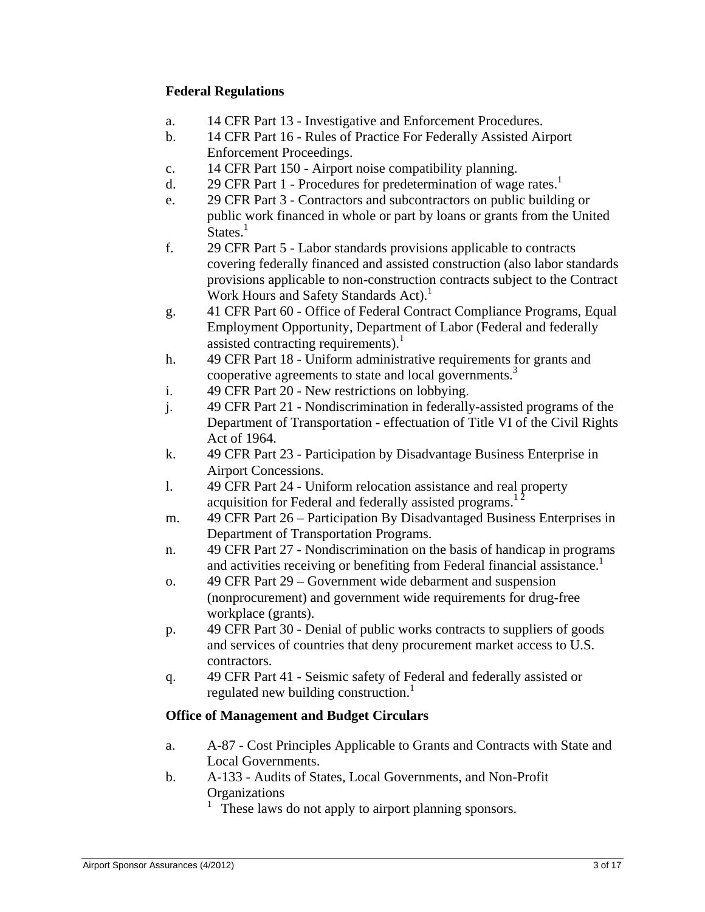### Federal Regulations

a. 14 CFR Part 13 - Investigative and Enforcement Procedures.
b. 14 CFR Part 16 - Rules of Practice For Federally Assisted Airport Enforcement Proceedings.
c. 14 CFR Part 150 - Airport noise compatibility planning.
d. 29 CFR Part 1 - Procedures for predetermination of wage rates.[1]
e. 29 CFR Part 3 - Contractors and subcontractors on public building or public work financed in whole or part by loans or grants from the United States.[1]
f. 29 CFR Part 5 - Labor standards provisions applicable to contracts covering federally financed and assisted construction (also labor standards provisions applicable to non-construction contracts subject to the Contract Work Hours and Safety Standards Act).[1]
g. 41 CFR Part 60 - Office of Federal Contract Compliance Programs, Equal Employment Opportunity, Department of Labor (Federal and federally assisted contracting requirements).[1]
h. 49 CFR Part 18 - Uniform administrative requirements for grants and cooperative agreements to state and local governments.[3]
i. 49 CFR Part 20 - New restrictions on lobbying.
j. 49 CFR Part 21 - Nondiscrimination in federally-assisted programs of the Department of Transportation - effectuation of Title VI of the Civil Rights Act of 1964.
k. 49 CFR Part 23 - Participation by Disadvantage Business Enterprise in Airport Concessions.
l. 49 CFR Part 24 - Uniform relocation assistance and real property acquisition for Federal and federally assisted programs.[1 2]
m. 49 CFR Part 26 – Participation By Disadvantaged Business Enterprises in Department of Transportation Programs.
n. 49 CFR Part 27 - Nondiscrimination on the basis of handicap in programs and activities receiving or benefiting from Federal financial assistance.[1]
o. 49 CFR Part 29 – Government wide debarment and suspension (nonprocurement) and government wide requirements for drug-free workplace (grants).
p. 49 CFR Part 30 - Denial of public works contracts to suppliers of goods and services of countries that deny procurement market access to U.S. contractors.
q. 49 CFR Part 41 - Seismic safety of Federal and federally assisted or regulated new building construction.[1]

### Office of Management and Budget Circulars

a. A-87 - Cost Principles Applicable to Grants and Contracts with State and Local Governments.
b. A-133 - Audits of States, Local Governments, and Non-Profit Organizations

[1] These laws do not apply to airport planning sponsors.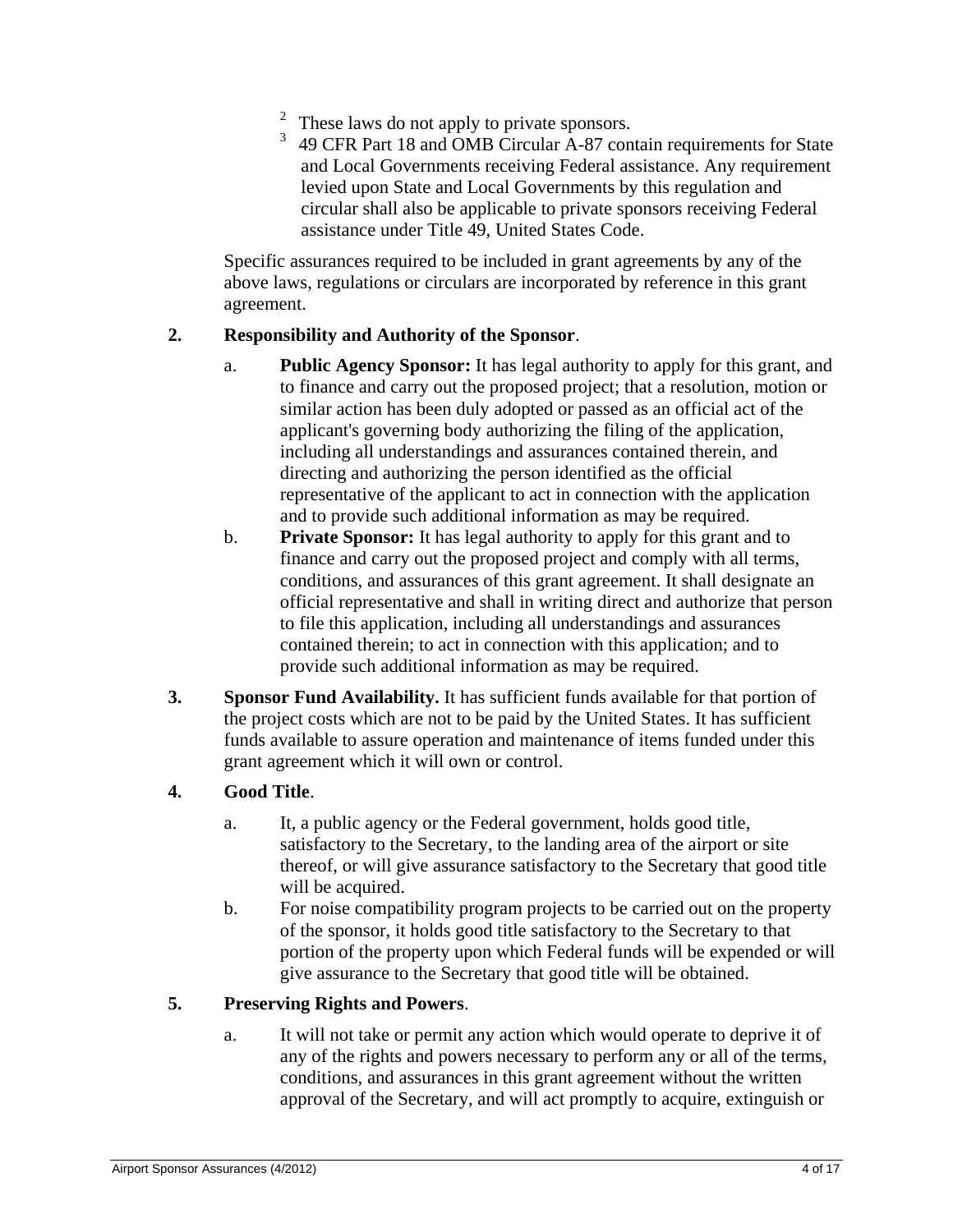[2] These laws do not apply to private sponsors.

[3] 49 CFR Part 18 and OMB Circular A-87 contain requirements for State and Local Governments receiving Federal assistance. Any requirement levied upon State and Local Governments by this regulation and circular shall also be applicable to private sponsors receiving Federal assistance under Title 49, United States Code.

Specific assurances required to be included in grant agreements by any of the above laws, regulations or circulars are incorporated by reference in this grant agreement.

**2. Responsibility and Authority of the Sponsor**.

a. **Public Agency Sponsor:** It has legal authority to apply for this grant, and to finance and carry out the proposed project; that a resolution, motion or similar action has been duly adopted or passed as an official act of the applicant's governing body authorizing the filing of the application, including all understandings and assurances contained therein, and directing and authorizing the person identified as the official representative of the applicant to act in connection with the application and to provide such additional information as may be required.

b. **Private Sponsor:** It has legal authority to apply for this grant and to finance and carry out the proposed project and comply with all terms, conditions, and assurances of this grant agreement. It shall designate an official representative and shall in writing direct and authorize that person to file this application, including all understandings and assurances contained therein; to act in connection with this application; and to provide such additional information as may be required.

**3. Sponsor Fund Availability.** It has sufficient funds available for that portion of the project costs which are not to be paid by the United States. It has sufficient funds available to assure operation and maintenance of items funded under this grant agreement which it will own or control.

**4. Good Title**.

a. It, a public agency or the Federal government, holds good title, satisfactory to the Secretary, to the landing area of the airport or site thereof, or will give assurance satisfactory to the Secretary that good title will be acquired.

b. For noise compatibility program projects to be carried out on the property of the sponsor, it holds good title satisfactory to the Secretary to that portion of the property upon which Federal funds will be expended or will give assurance to the Secretary that good title will be obtained.

**5. Preserving Rights and Powers**.

a. It will not take or permit any action which would operate to deprive it of any of the rights and powers necessary to perform any or all of the terms, conditions, and assurances in this grant agreement without the written approval of the Secretary, and will act promptly to acquire, extinguish or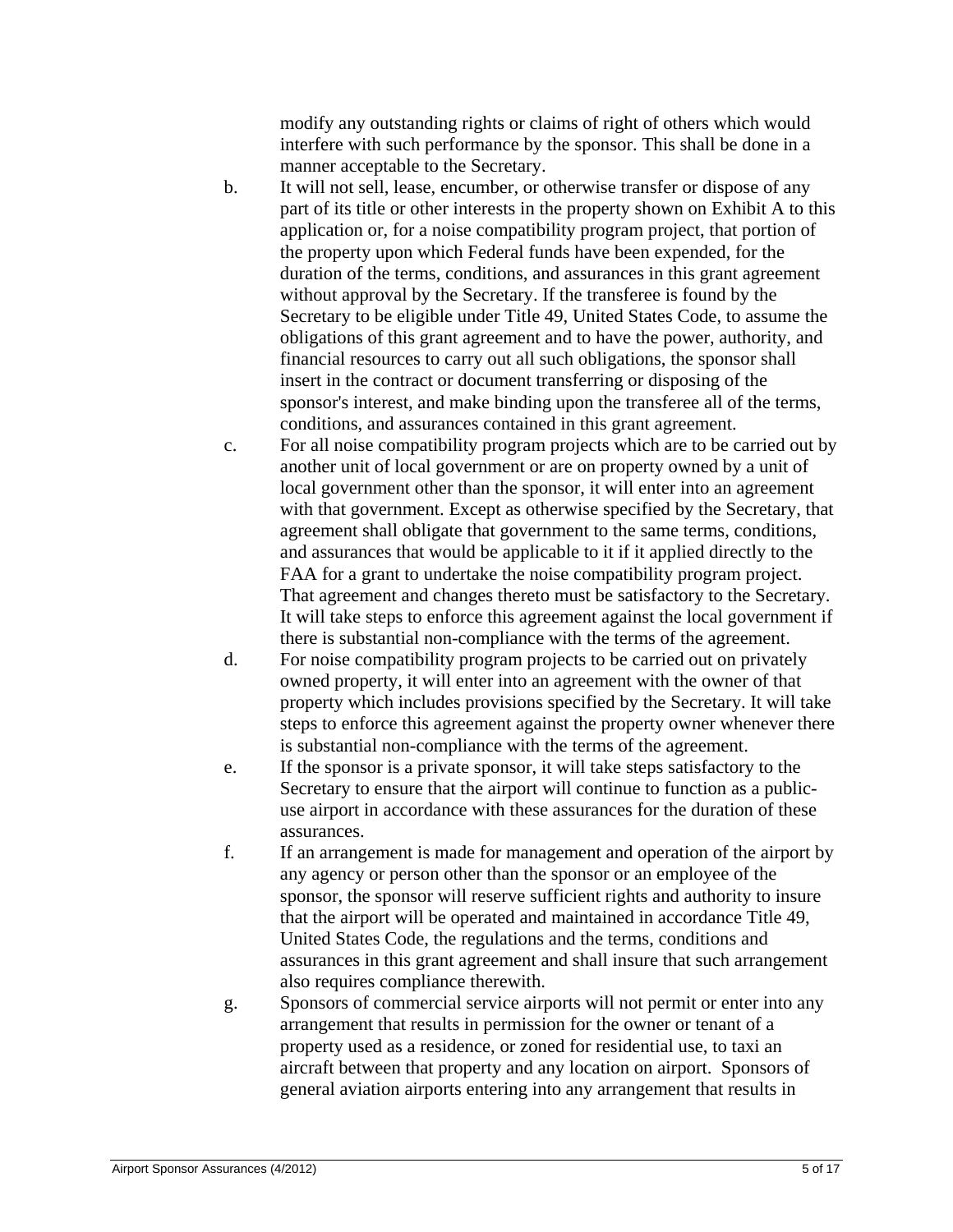modify any outstanding rights or claims of right of others which would interfere with such performance by the sponsor. This shall be done in a manner acceptable to the Secretary.

b. It will not sell, lease, encumber, or otherwise transfer or dispose of any part of its title or other interests in the property shown on Exhibit A to this application or, for a noise compatibility program project, that portion of the property upon which Federal funds have been expended, for the duration of the terms, conditions, and assurances in this grant agreement without approval by the Secretary. If the transferee is found by the Secretary to be eligible under Title 49, United States Code, to assume the obligations of this grant agreement and to have the power, authority, and financial resources to carry out all such obligations, the sponsor shall insert in the contract or document transferring or disposing of the sponsor's interest, and make binding upon the transferee all of the terms, conditions, and assurances contained in this grant agreement.

c. For all noise compatibility program projects which are to be carried out by another unit of local government or are on property owned by a unit of local government other than the sponsor, it will enter into an agreement with that government. Except as otherwise specified by the Secretary, that agreement shall obligate that government to the same terms, conditions, and assurances that would be applicable to it if it applied directly to the FAA for a grant to undertake the noise compatibility program project. That agreement and changes thereto must be satisfactory to the Secretary. It will take steps to enforce this agreement against the local government if there is substantial non-compliance with the terms of the agreement.

d. For noise compatibility program projects to be carried out on privately owned property, it will enter into an agreement with the owner of that property which includes provisions specified by the Secretary. It will take steps to enforce this agreement against the property owner whenever there is substantial non-compliance with the terms of the agreement.

e. If the sponsor is a private sponsor, it will take steps satisfactory to the Secretary to ensure that the airport will continue to function as a public-use airport in accordance with these assurances for the duration of these assurances.

f. If an arrangement is made for management and operation of the airport by any agency or person other than the sponsor or an employee of the sponsor, the sponsor will reserve sufficient rights and authority to insure that the airport will be operated and maintained in accordance Title 49, United States Code, the regulations and the terms, conditions and assurances in this grant agreement and shall insure that such arrangement also requires compliance therewith.

g. Sponsors of commercial service airports will not permit or enter into any arrangement that results in permission for the owner or tenant of a property used as a residence, or zoned for residential use, to taxi an aircraft between that property and any location on airport. Sponsors of general aviation airports entering into any arrangement that results in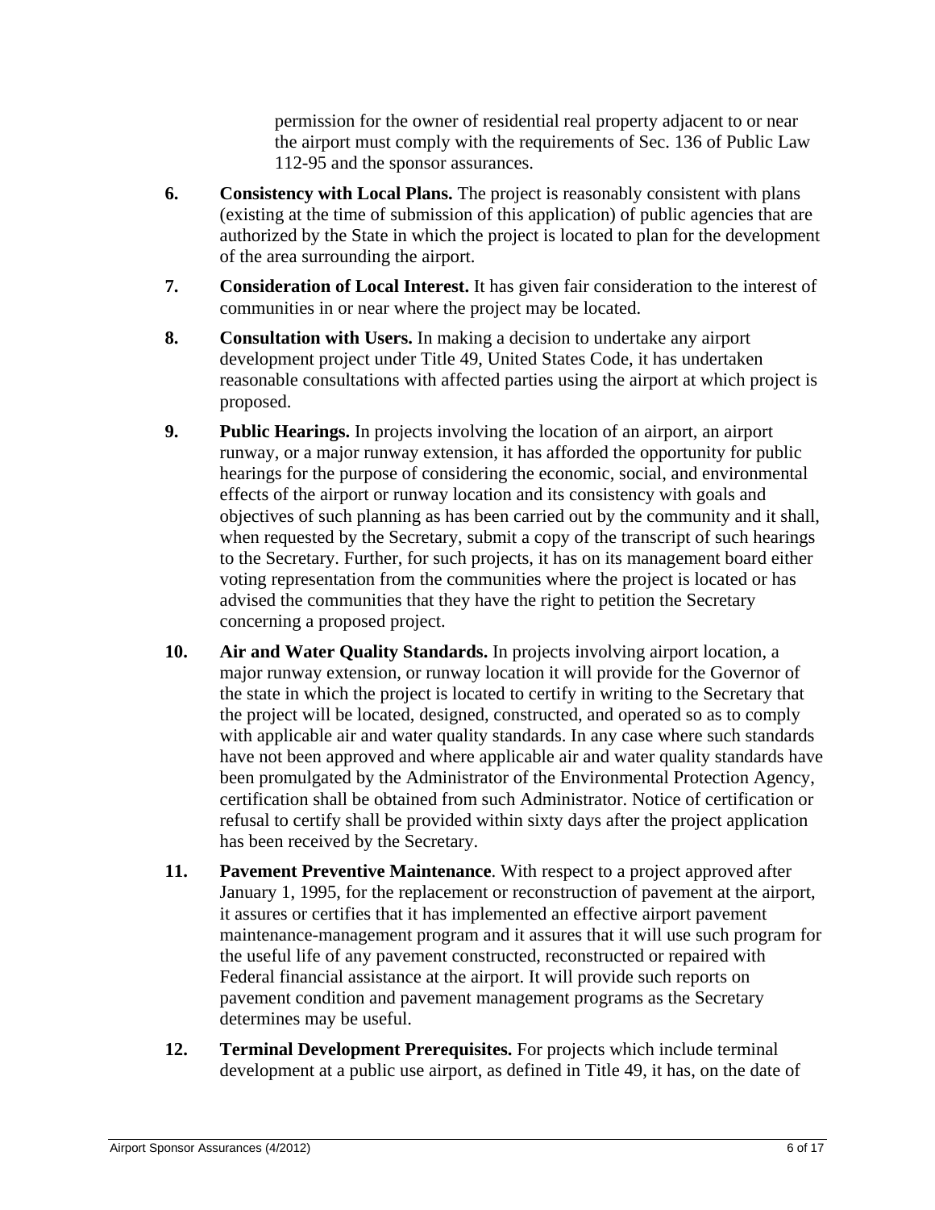permission for the owner of residential real property adjacent to or near the airport must comply with the requirements of Sec. 136 of Public Law 112-95 and the sponsor assurances.

6. **Consistency with Local Plans.** The project is reasonably consistent with plans (existing at the time of submission of this application) of public agencies that are authorized by the State in which the project is located to plan for the development of the area surrounding the airport.

7. **Consideration of Local Interest.** It has given fair consideration to the interest of communities in or near where the project may be located.

8. **Consultation with Users.** In making a decision to undertake any airport development project under Title 49, United States Code, it has undertaken reasonable consultations with affected parties using the airport at which project is proposed.

9. **Public Hearings.** In projects involving the location of an airport, an airport runway, or a major runway extension, it has afforded the opportunity for public hearings for the purpose of considering the economic, social, and environmental effects of the airport or runway location and its consistency with goals and objectives of such planning as has been carried out by the community and it shall, when requested by the Secretary, submit a copy of the transcript of such hearings to the Secretary. Further, for such projects, it has on its management board either voting representation from the communities where the project is located or has advised the communities that they have the right to petition the Secretary concerning a proposed project.

10. **Air and Water Quality Standards.** In projects involving airport location, a major runway extension, or runway location it will provide for the Governor of the state in which the project is located to certify in writing to the Secretary that the project will be located, designed, constructed, and operated so as to comply with applicable air and water quality standards. In any case where such standards have not been approved and where applicable air and water quality standards have been promulgated by the Administrator of the Environmental Protection Agency, certification shall be obtained from such Administrator. Notice of certification or refusal to certify shall be provided within sixty days after the project application has been received by the Secretary.

11. **Pavement Preventive Maintenance**. With respect to a project approved after January 1, 1995, for the replacement or reconstruction of pavement at the airport, it assures or certifies that it has implemented an effective airport pavement maintenance-management program and it assures that it will use such program for the useful life of any pavement constructed, reconstructed or repaired with Federal financial assistance at the airport. It will provide such reports on pavement condition and pavement management programs as the Secretary determines may be useful.

12. **Terminal Development Prerequisites.** For projects which include terminal development at a public use airport, as defined in Title 49, it has, on the date of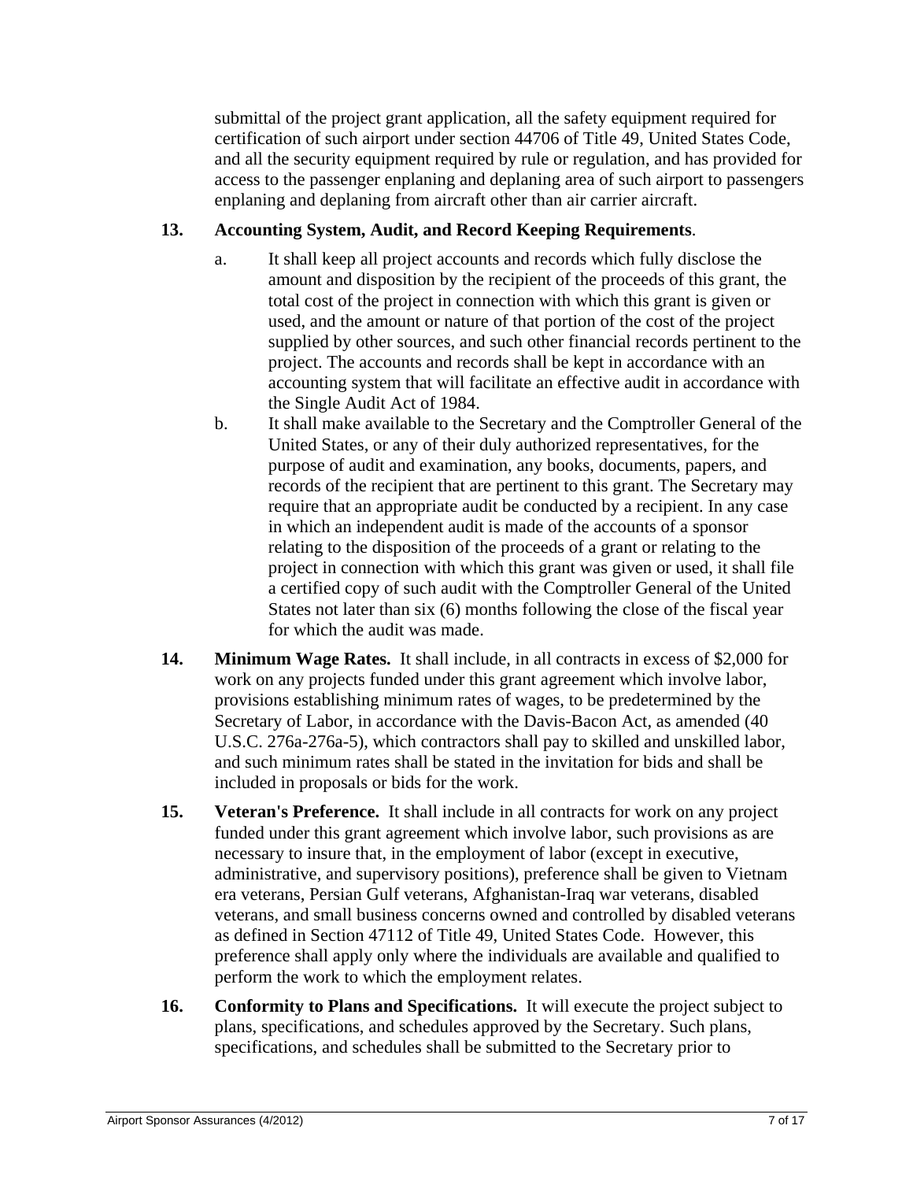submittal of the project grant application, all the safety equipment required for certification of such airport under section 44706 of Title 49, United States Code, and all the security equipment required by rule or regulation, and has provided for access to the passenger enplaning and deplaning area of such airport to passengers enplaning and deplaning from aircraft other than air carrier aircraft.

**13. Accounting System, Audit, and Record Keeping Requirements**.

a. It shall keep all project accounts and records which fully disclose the amount and disposition by the recipient of the proceeds of this grant, the total cost of the project in connection with which this grant is given or used, and the amount or nature of that portion of the cost of the project supplied by other sources, and such other financial records pertinent to the project. The accounts and records shall be kept in accordance with an accounting system that will facilitate an effective audit in accordance with the Single Audit Act of 1984.

b. It shall make available to the Secretary and the Comptroller General of the United States, or any of their duly authorized representatives, for the purpose of audit and examination, any books, documents, papers, and records of the recipient that are pertinent to this grant. The Secretary may require that an appropriate audit be conducted by a recipient. In any case in which an independent audit is made of the accounts of a sponsor relating to the disposition of the proceeds of a grant or relating to the project in connection with which this grant was given or used, it shall file a certified copy of such audit with the Comptroller General of the United States not later than six (6) months following the close of the fiscal year for which the audit was made.

**14. Minimum Wage Rates.** It shall include, in all contracts in excess of $2,000 for work on any projects funded under this grant agreement which involve labor, provisions establishing minimum rates of wages, to be predetermined by the Secretary of Labor, in accordance with the Davis-Bacon Act, as amended (40 U.S.C. 276a-276a-5), which contractors shall pay to skilled and unskilled labor, and such minimum rates shall be stated in the invitation for bids and shall be included in proposals or bids for the work.

**15. Veteran's Preference.** It shall include in all contracts for work on any project funded under this grant agreement which involve labor, such provisions as are necessary to insure that, in the employment of labor (except in executive, administrative, and supervisory positions), preference shall be given to Vietnam era veterans, Persian Gulf veterans, Afghanistan-Iraq war veterans, disabled veterans, and small business concerns owned and controlled by disabled veterans as defined in Section 47112 of Title 49, United States Code. However, this preference shall apply only where the individuals are available and qualified to perform the work to which the employment relates.

**16. Conformity to Plans and Specifications.** It will execute the project subject to plans, specifications, and schedules approved by the Secretary. Such plans, specifications, and schedules shall be submitted to the Secretary prior to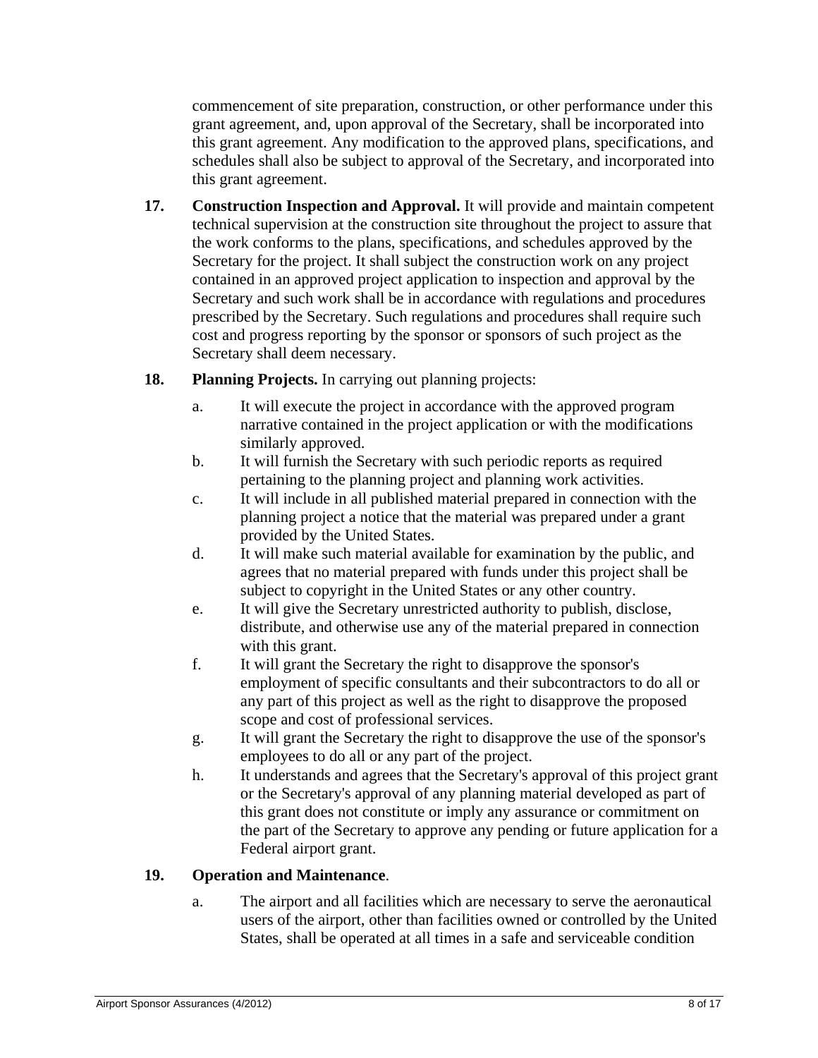commencement of site preparation, construction, or other performance under this grant agreement, and, upon approval of the Secretary, shall be incorporated into this grant agreement. Any modification to the approved plans, specifications, and schedules shall also be subject to approval of the Secretary, and incorporated into this grant agreement.

17. **Construction Inspection and Approval.** It will provide and maintain competent technical supervision at the construction site throughout the project to assure that the work conforms to the plans, specifications, and schedules approved by the Secretary for the project. It shall subject the construction work on any project contained in an approved project application to inspection and approval by the Secretary and such work shall be in accordance with regulations and procedures prescribed by the Secretary. Such regulations and procedures shall require such cost and progress reporting by the sponsor or sponsors of such project as the Secretary shall deem necessary.

18. **Planning Projects.** In carrying out planning projects:

    a. It will execute the project in accordance with the approved program narrative contained in the project application or with the modifications similarly approved.

    b. It will furnish the Secretary with such periodic reports as required pertaining to the planning project and planning work activities.

    c. It will include in all published material prepared in connection with the planning project a notice that the material was prepared under a grant provided by the United States.

    d. It will make such material available for examination by the public, and agrees that no material prepared with funds under this project shall be subject to copyright in the United States or any other country.

    e. It will give the Secretary unrestricted authority to publish, disclose, distribute, and otherwise use any of the material prepared in connection with this grant.

    f. It will grant the Secretary the right to disapprove the sponsor's employment of specific consultants and their subcontractors to do all or any part of this project as well as the right to disapprove the proposed scope and cost of professional services.

    g. It will grant the Secretary the right to disapprove the use of the sponsor's employees to do all or any part of the project.

    h. It understands and agrees that the Secretary's approval of this project grant or the Secretary's approval of any planning material developed as part of this grant does not constitute or imply any assurance or commitment on the part of the Secretary to approve any pending or future application for a Federal airport grant.

19. **Operation and Maintenance**.

    a. The airport and all facilities which are necessary to serve the aeronautical users of the airport, other than facilities owned or controlled by the United States, shall be operated at all times in a safe and serviceable condition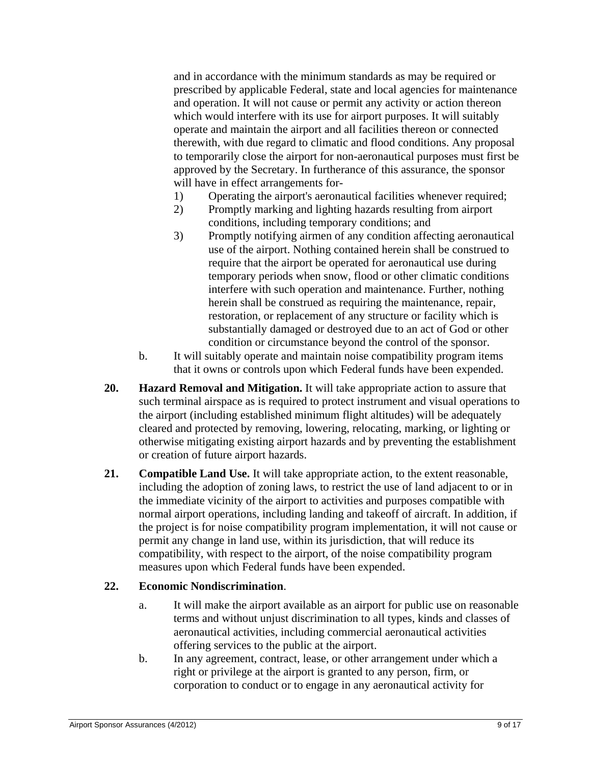and in accordance with the minimum standards as may be required or prescribed by applicable Federal, state and local agencies for maintenance and operation. It will not cause or permit any activity or action thereon which would interfere with its use for airport purposes. It will suitably operate and maintain the airport and all facilities thereon or connected therewith, with due regard to climatic and flood conditions. Any proposal to temporarily close the airport for non-aeronautical purposes must first be approved by the Secretary. In furtherance of this assurance, the sponsor will have in effect arrangements for-

1) Operating the airport's aeronautical facilities whenever required;
2) Promptly marking and lighting hazards resulting from airport conditions, including temporary conditions; and
3) Promptly notifying airmen of any condition affecting aeronautical use of the airport. Nothing contained herein shall be construed to require that the airport be operated for aeronautical use during temporary periods when snow, flood or other climatic conditions interfere with such operation and maintenance. Further, nothing herein shall be construed as requiring the maintenance, repair, restoration, or replacement of any structure or facility which is substantially damaged or destroyed due to an act of God or other condition or circumstance beyond the control of the sponsor.

b. It will suitably operate and maintain noise compatibility program items that it owns or controls upon which Federal funds have been expended.

**20. Hazard Removal and Mitigation.** It will take appropriate action to assure that such terminal airspace as is required to protect instrument and visual operations to the airport (including established minimum flight altitudes) will be adequately cleared and protected by removing, lowering, relocating, marking, or lighting or otherwise mitigating existing airport hazards and by preventing the establishment or creation of future airport hazards.

**21. Compatible Land Use.** It will take appropriate action, to the extent reasonable, including the adoption of zoning laws, to restrict the use of land adjacent to or in the immediate vicinity of the airport to activities and purposes compatible with normal airport operations, including landing and takeoff of aircraft. In addition, if the project is for noise compatibility program implementation, it will not cause or permit any change in land use, within its jurisdiction, that will reduce its compatibility, with respect to the airport, of the noise compatibility program measures upon which Federal funds have been expended.

**22. Economic Nondiscrimination**.

a. It will make the airport available as an airport for public use on reasonable terms and without unjust discrimination to all types, kinds and classes of aeronautical activities, including commercial aeronautical activities offering services to the public at the airport.

b. In any agreement, contract, lease, or other arrangement under which a right or privilege at the airport is granted to any person, firm, or corporation to conduct or to engage in any aeronautical activity for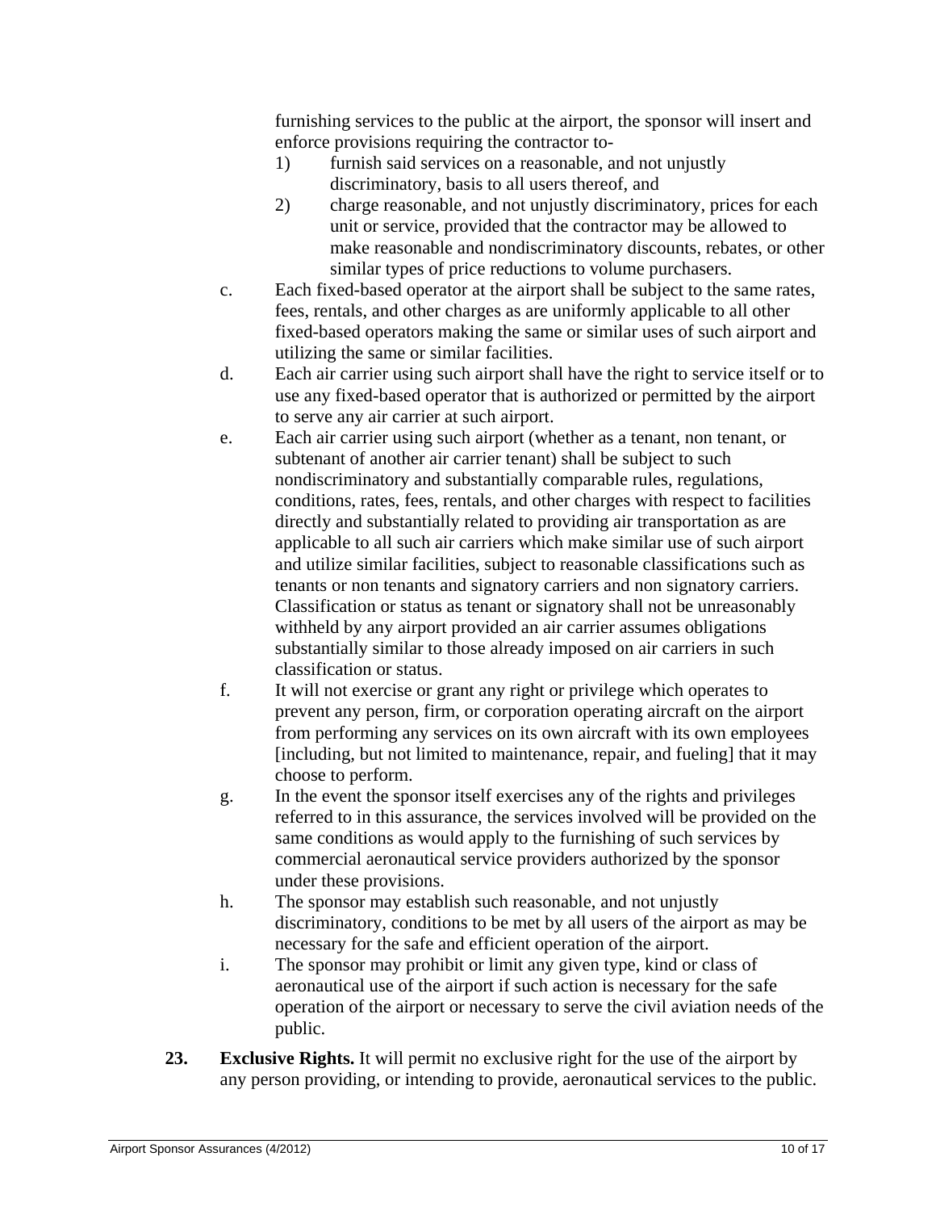furnishing services to the public at the airport, the sponsor will insert and enforce provisions requiring the contractor to-

1) furnish said services on a reasonable, and not unjustly discriminatory, basis to all users thereof, and
2) charge reasonable, and not unjustly discriminatory, prices for each unit or service, provided that the contractor may be allowed to make reasonable and nondiscriminatory discounts, rebates, or other similar types of price reductions to volume purchasers.

c. Each fixed-based operator at the airport shall be subject to the same rates, fees, rentals, and other charges as are uniformly applicable to all other fixed-based operators making the same or similar uses of such airport and utilizing the same or similar facilities.

d. Each air carrier using such airport shall have the right to service itself or to use any fixed-based operator that is authorized or permitted by the airport to serve any air carrier at such airport.

e. Each air carrier using such airport (whether as a tenant, non tenant, or subtenant of another air carrier tenant) shall be subject to such nondiscriminatory and substantially comparable rules, regulations, conditions, rates, fees, rentals, and other charges with respect to facilities directly and substantially related to providing air transportation as are applicable to all such air carriers which make similar use of such airport and utilize similar facilities, subject to reasonable classifications such as tenants or non tenants and signatory carriers and non signatory carriers. Classification or status as tenant or signatory shall not be unreasonably withheld by any airport provided an air carrier assumes obligations substantially similar to those already imposed on air carriers in such classification or status.

f. It will not exercise or grant any right or privilege which operates to prevent any person, firm, or corporation operating aircraft on the airport from performing any services on its own aircraft with its own employees [including, but not limited to maintenance, repair, and fueling] that it may choose to perform.

g. In the event the sponsor itself exercises any of the rights and privileges referred to in this assurance, the services involved will be provided on the same conditions as would apply to the furnishing of such services by commercial aeronautical service providers authorized by the sponsor under these provisions.

h. The sponsor may establish such reasonable, and not unjustly discriminatory, conditions to be met by all users of the airport as may be necessary for the safe and efficient operation of the airport.

i. The sponsor may prohibit or limit any given type, kind or class of aeronautical use of the airport if such action is necessary for the safe operation of the airport or necessary to serve the civil aviation needs of the public.

**23. Exclusive Rights.** It will permit no exclusive right for the use of the airport by any person providing, or intending to provide, aeronautical services to the public.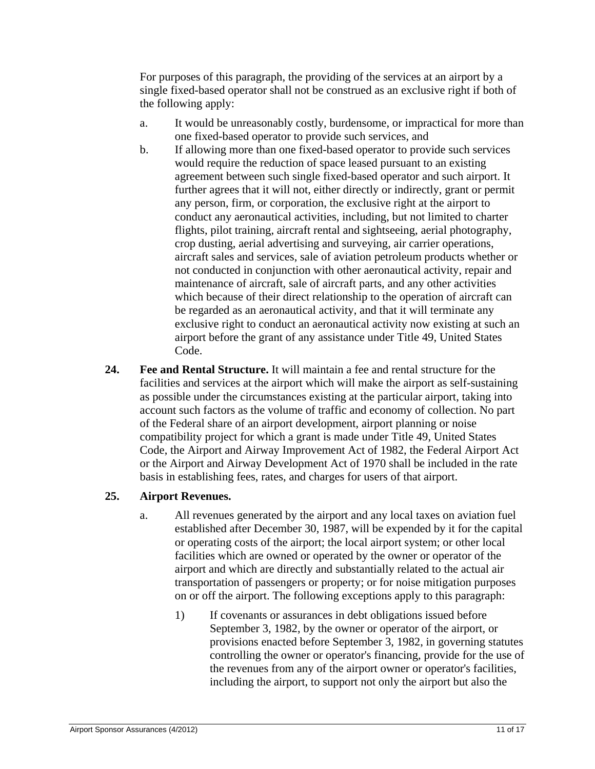For purposes of this paragraph, the providing of the services at an airport by a single fixed-based operator shall not be construed as an exclusive right if both of the following apply:

a. It would be unreasonably costly, burdensome, or impractical for more than one fixed-based operator to provide such services, and

b. If allowing more than one fixed-based operator to provide such services would require the reduction of space leased pursuant to an existing agreement between such single fixed-based operator and such airport. It further agrees that it will not, either directly or indirectly, grant or permit any person, firm, or corporation, the exclusive right at the airport to conduct any aeronautical activities, including, but not limited to charter flights, pilot training, aircraft rental and sightseeing, aerial photography, crop dusting, aerial advertising and surveying, air carrier operations, aircraft sales and services, sale of aviation petroleum products whether or not conducted in conjunction with other aeronautical activity, repair and maintenance of aircraft, sale of aircraft parts, and any other activities which because of their direct relationship to the operation of aircraft can be regarded as an aeronautical activity, and that it will terminate any exclusive right to conduct an aeronautical activity now existing at such an airport before the grant of any assistance under Title 49, United States Code.

**24. Fee and Rental Structure.** It will maintain a fee and rental structure for the facilities and services at the airport which will make the airport as self-sustaining as possible under the circumstances existing at the particular airport, taking into account such factors as the volume of traffic and economy of collection. No part of the Federal share of an airport development, airport planning or noise compatibility project for which a grant is made under Title 49, United States Code, the Airport and Airway Improvement Act of 1982, the Federal Airport Act or the Airport and Airway Development Act of 1970 shall be included in the rate basis in establishing fees, rates, and charges for users of that airport.

**25. Airport Revenues.**

a. All revenues generated by the airport and any local taxes on aviation fuel established after December 30, 1987, will be expended by it for the capital or operating costs of the airport; the local airport system; or other local facilities which are owned or operated by the owner or operator of the airport and which are directly and substantially related to the actual air transportation of passengers or property; or for noise mitigation purposes on or off the airport. The following exceptions apply to this paragraph:

1) If covenants or assurances in debt obligations issued before September 3, 1982, by the owner or operator of the airport, or provisions enacted before September 3, 1982, in governing statutes controlling the owner or operator's financing, provide for the use of the revenues from any of the airport owner or operator's facilities, including the airport, to support not only the airport but also the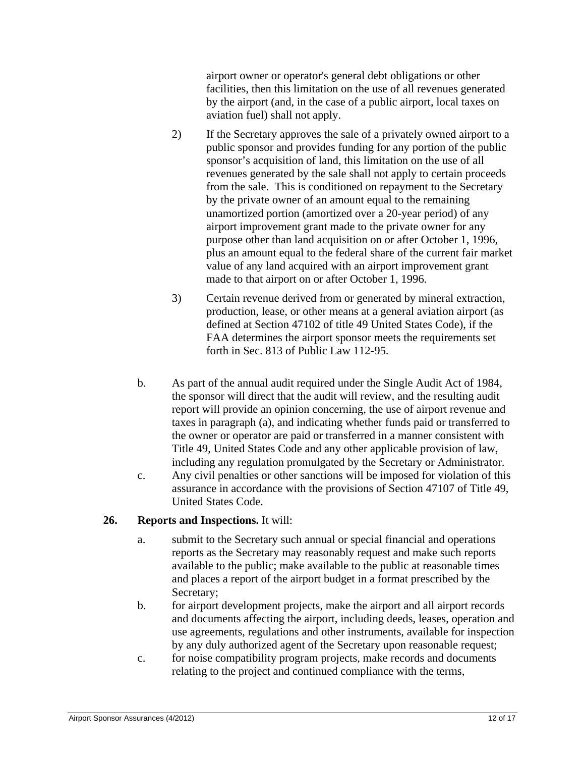airport owner or operator's general debt obligations or other facilities, then this limitation on the use of all revenues generated by the airport (and, in the case of a public airport, local taxes on aviation fuel) shall not apply.

2) If the Secretary approves the sale of a privately owned airport to a public sponsor and provides funding for any portion of the public sponsor's acquisition of land, this limitation on the use of all revenues generated by the sale shall not apply to certain proceeds from the sale. This is conditioned on repayment to the Secretary by the private owner of an amount equal to the remaining unamortized portion (amortized over a 20-year period) of any airport improvement grant made to the private owner for any purpose other than land acquisition on or after October 1, 1996, plus an amount equal to the federal share of the current fair market value of any land acquired with an airport improvement grant made to that airport on or after October 1, 1996.

3) Certain revenue derived from or generated by mineral extraction, production, lease, or other means at a general aviation airport (as defined at Section 47102 of title 49 United States Code), if the FAA determines the airport sponsor meets the requirements set forth in Sec. 813 of Public Law 112-95.

b. As part of the annual audit required under the Single Audit Act of 1984, the sponsor will direct that the audit will review, and the resulting audit report will provide an opinion concerning, the use of airport revenue and taxes in paragraph (a), and indicating whether funds paid or transferred to the owner or operator are paid or transferred in a manner consistent with Title 49, United States Code and any other applicable provision of law, including any regulation promulgated by the Secretary or Administrator.

c. Any civil penalties or other sanctions will be imposed for violation of this assurance in accordance with the provisions of Section 47107 of Title 49, United States Code.

**26. Reports and Inspections.** It will:

a. submit to the Secretary such annual or special financial and operations reports as the Secretary may reasonably request and make such reports available to the public; make available to the public at reasonable times and places a report of the airport budget in a format prescribed by the Secretary;

b. for airport development projects, make the airport and all airport records and documents affecting the airport, including deeds, leases, operation and use agreements, regulations and other instruments, available for inspection by any duly authorized agent of the Secretary upon reasonable request;

c. for noise compatibility program projects, make records and documents relating to the project and continued compliance with the terms,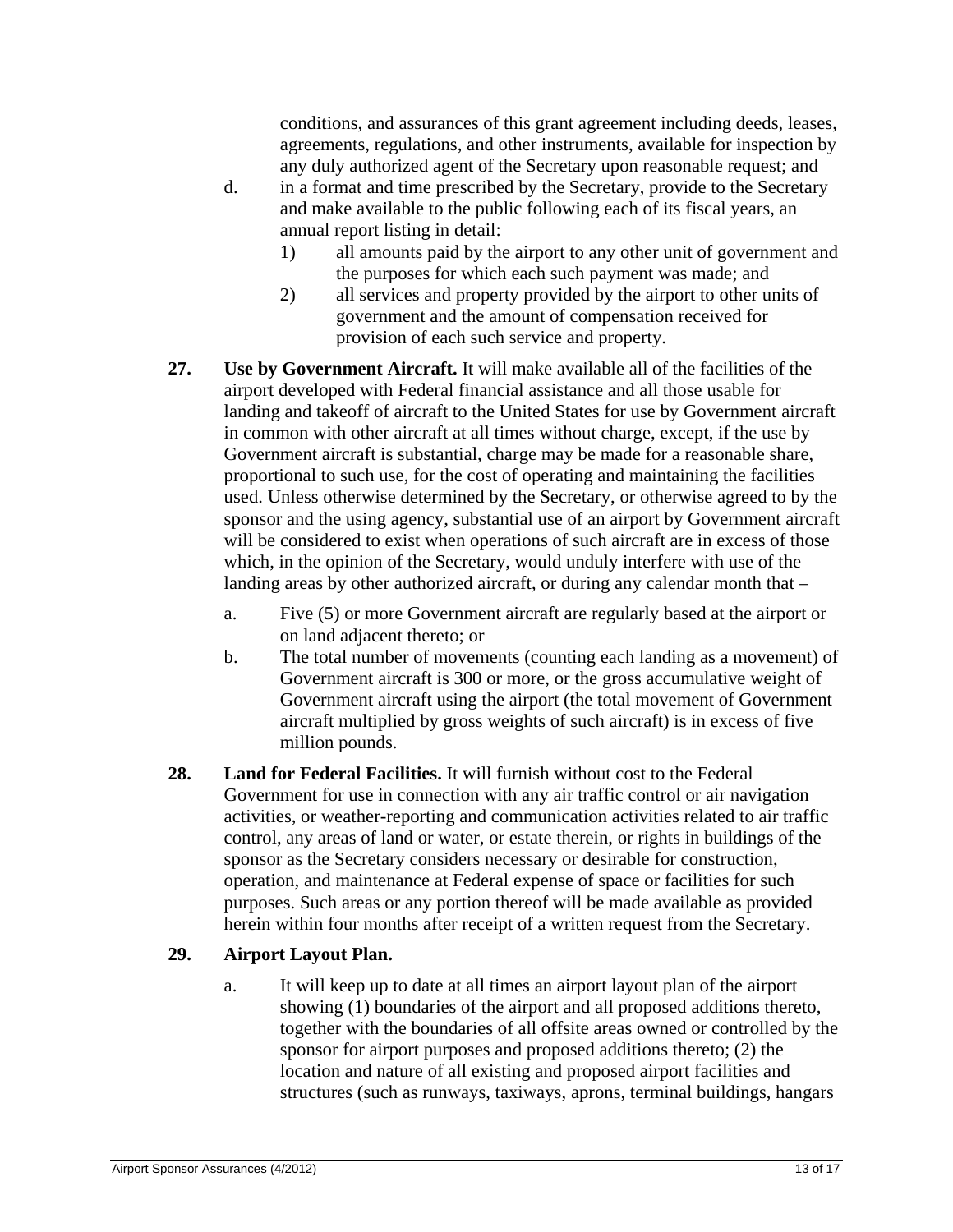conditions, and assurances of this grant agreement including deeds, leases, agreements, regulations, and other instruments, available for inspection by any duly authorized agent of the Secretary upon reasonable request; and

d. in a format and time prescribed by the Secretary, provide to the Secretary and make available to the public following each of its fiscal years, an annual report listing in detail:
   1) all amounts paid by the airport to any other unit of government and the purposes for which each such payment was made; and
   2) all services and property provided by the airport to other units of government and the amount of compensation received for provision of each such service and property.

**27. Use by Government Aircraft.** It will make available all of the facilities of the airport developed with Federal financial assistance and all those usable for landing and takeoff of aircraft to the United States for use by Government aircraft in common with other aircraft at all times without charge, except, if the use by Government aircraft is substantial, charge may be made for a reasonable share, proportional to such use, for the cost of operating and maintaining the facilities used. Unless otherwise determined by the Secretary, or otherwise agreed to by the sponsor and the using agency, substantial use of an airport by Government aircraft will be considered to exist when operations of such aircraft are in excess of those which, in the opinion of the Secretary, would unduly interfere with use of the landing areas by other authorized aircraft, or during any calendar month that –

a. Five (5) or more Government aircraft are regularly based at the airport or on land adjacent thereto; or

b. The total number of movements (counting each landing as a movement) of Government aircraft is 300 or more, or the gross accumulative weight of Government aircraft using the airport (the total movement of Government aircraft multiplied by gross weights of such aircraft) is in excess of five million pounds.

**28. Land for Federal Facilities.** It will furnish without cost to the Federal Government for use in connection with any air traffic control or air navigation activities, or weather-reporting and communication activities related to air traffic control, any areas of land or water, or estate therein, or rights in buildings of the sponsor as the Secretary considers necessary or desirable for construction, operation, and maintenance at Federal expense of space or facilities for such purposes. Such areas or any portion thereof will be made available as provided herein within four months after receipt of a written request from the Secretary.

**29. Airport Layout Plan.**

a. It will keep up to date at all times an airport layout plan of the airport showing (1) boundaries of the airport and all proposed additions thereto, together with the boundaries of all offsite areas owned or controlled by the sponsor for airport purposes and proposed additions thereto; (2) the location and nature of all existing and proposed airport facilities and structures (such as runways, taxiways, aprons, terminal buildings, hangars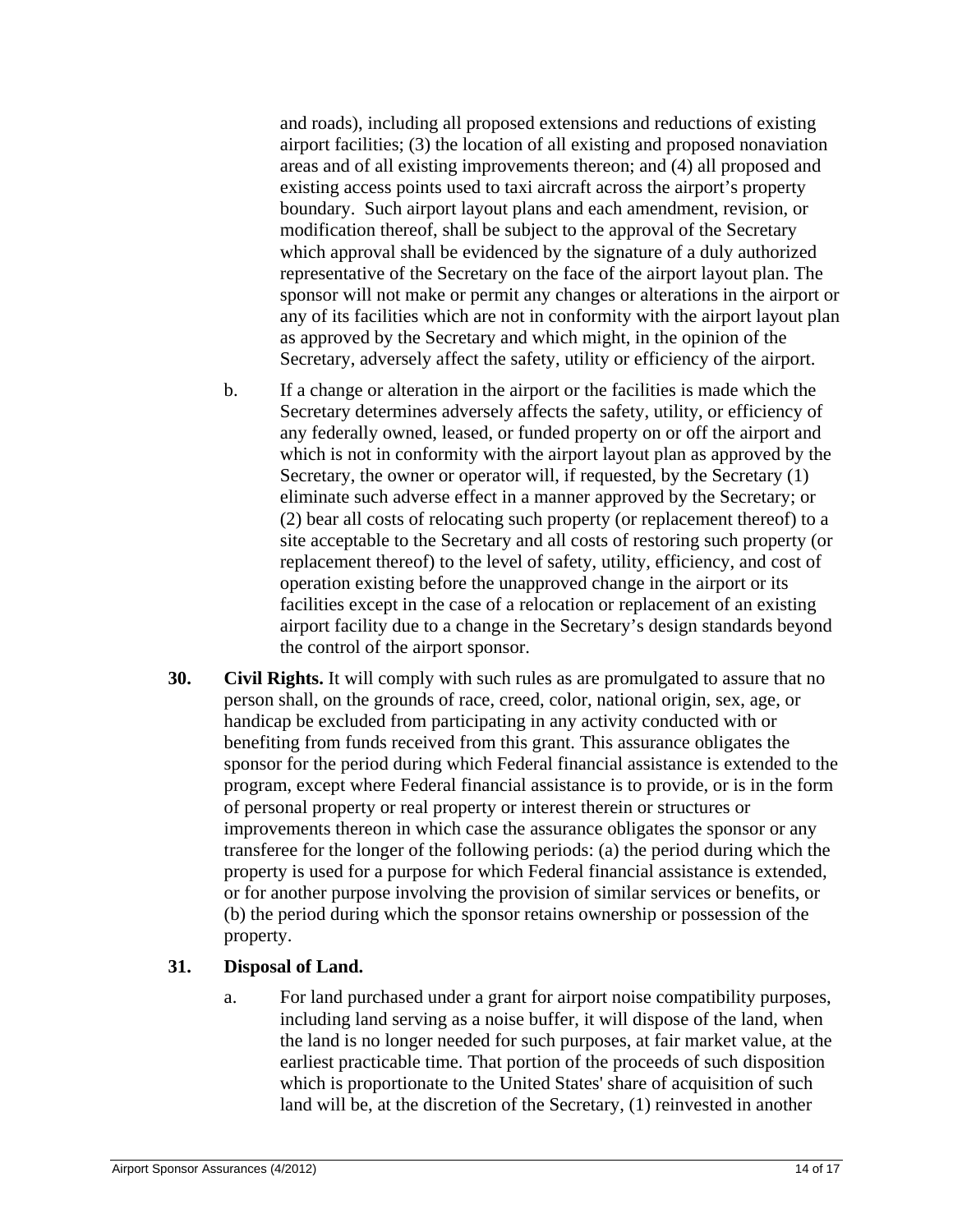and roads), including all proposed extensions and reductions of existing airport facilities; (3) the location of all existing and proposed nonaviation areas and of all existing improvements thereon; and (4) all proposed and existing access points used to taxi aircraft across the airport's property boundary. Such airport layout plans and each amendment, revision, or modification thereof, shall be subject to the approval of the Secretary which approval shall be evidenced by the signature of a duly authorized representative of the Secretary on the face of the airport layout plan. The sponsor will not make or permit any changes or alterations in the airport or any of its facilities which are not in conformity with the airport layout plan as approved by the Secretary and which might, in the opinion of the Secretary, adversely affect the safety, utility or efficiency of the airport.

b. If a change or alteration in the airport or the facilities is made which the Secretary determines adversely affects the safety, utility, or efficiency of any federally owned, leased, or funded property on or off the airport and which is not in conformity with the airport layout plan as approved by the Secretary, the owner or operator will, if requested, by the Secretary (1) eliminate such adverse effect in a manner approved by the Secretary; or (2) bear all costs of relocating such property (or replacement thereof) to a site acceptable to the Secretary and all costs of restoring such property (or replacement thereof) to the level of safety, utility, efficiency, and cost of operation existing before the unapproved change in the airport or its facilities except in the case of a relocation or replacement of an existing airport facility due to a change in the Secretary's design standards beyond the control of the airport sponsor.

**30. Civil Rights.** It will comply with such rules as are promulgated to assure that no person shall, on the grounds of race, creed, color, national origin, sex, age, or handicap be excluded from participating in any activity conducted with or benefiting from funds received from this grant. This assurance obligates the sponsor for the period during which Federal financial assistance is extended to the program, except where Federal financial assistance is to provide, or is in the form of personal property or real property or interest therein or structures or improvements thereon in which case the assurance obligates the sponsor or any transferee for the longer of the following periods: (a) the period during which the property is used for a purpose for which Federal financial assistance is extended, or for another purpose involving the provision of similar services or benefits, or (b) the period during which the sponsor retains ownership or possession of the property.

**31. Disposal of Land.**

a. For land purchased under a grant for airport noise compatibility purposes, including land serving as a noise buffer, it will dispose of the land, when the land is no longer needed for such purposes, at fair market value, at the earliest practicable time. That portion of the proceeds of such disposition which is proportionate to the United States' share of acquisition of such land will be, at the discretion of the Secretary, (1) reinvested in another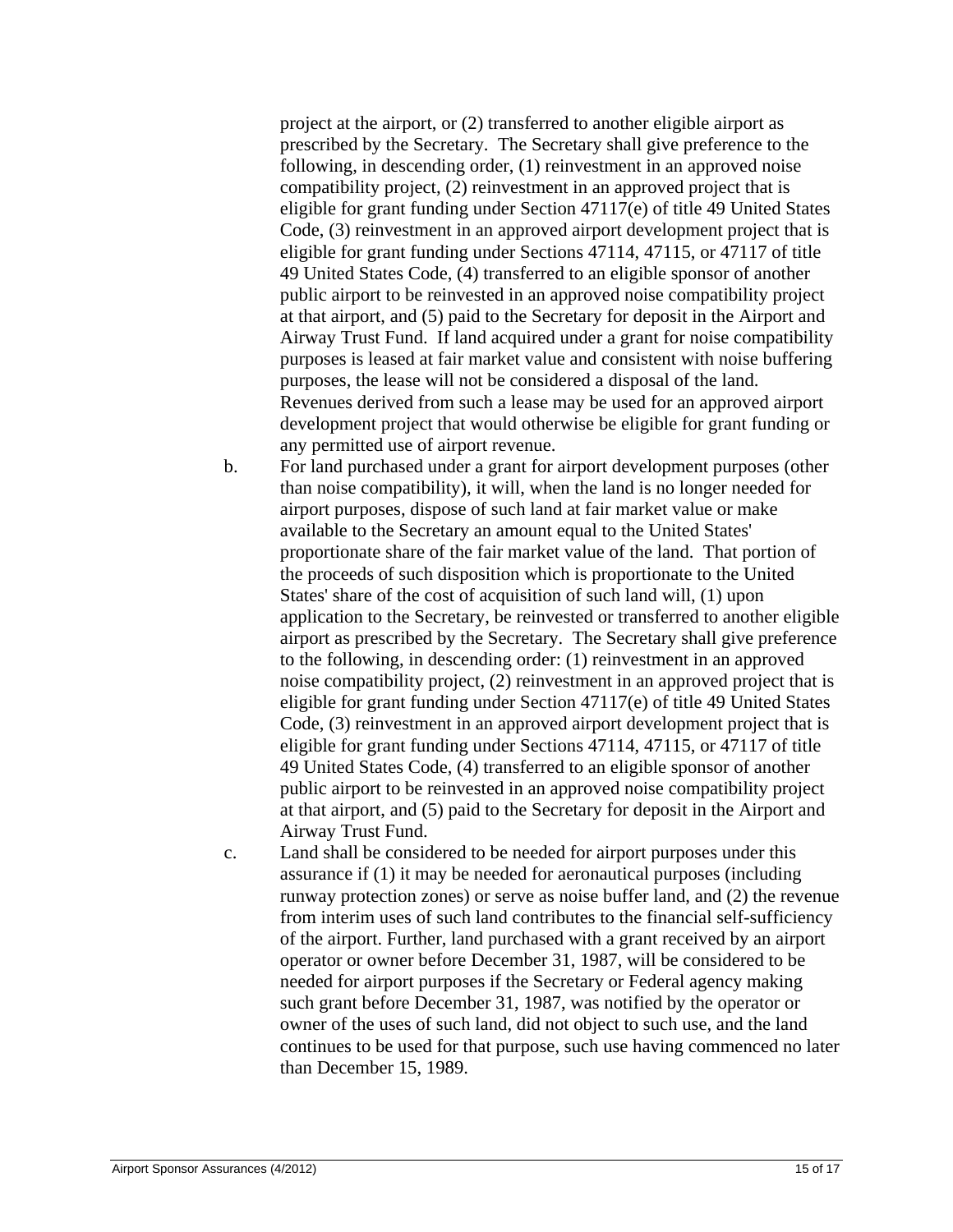project at the airport, or (2) transferred to another eligible airport as prescribed by the Secretary. The Secretary shall give preference to the following, in descending order, (1) reinvestment in an approved noise compatibility project, (2) reinvestment in an approved project that is eligible for grant funding under Section 47117(e) of title 49 United States Code, (3) reinvestment in an approved airport development project that is eligible for grant funding under Sections 47114, 47115, or 47117 of title 49 United States Code, (4) transferred to an eligible sponsor of another public airport to be reinvested in an approved noise compatibility project at that airport, and (5) paid to the Secretary for deposit in the Airport and Airway Trust Fund. If land acquired under a grant for noise compatibility purposes is leased at fair market value and consistent with noise buffering purposes, the lease will not be considered a disposal of the land. Revenues derived from such a lease may be used for an approved airport development project that would otherwise be eligible for grant funding or any permitted use of airport revenue.

b. For land purchased under a grant for airport development purposes (other than noise compatibility), it will, when the land is no longer needed for airport purposes, dispose of such land at fair market value or make available to the Secretary an amount equal to the United States' proportionate share of the fair market value of the land. That portion of the proceeds of such disposition which is proportionate to the United States' share of the cost of acquisition of such land will, (1) upon application to the Secretary, be reinvested or transferred to another eligible airport as prescribed by the Secretary. The Secretary shall give preference to the following, in descending order: (1) reinvestment in an approved noise compatibility project, (2) reinvestment in an approved project that is eligible for grant funding under Section 47117(e) of title 49 United States Code, (3) reinvestment in an approved airport development project that is eligible for grant funding under Sections 47114, 47115, or 47117 of title 49 United States Code, (4) transferred to an eligible sponsor of another public airport to be reinvested in an approved noise compatibility project at that airport, and (5) paid to the Secretary for deposit in the Airport and Airway Trust Fund.

c. Land shall be considered to be needed for airport purposes under this assurance if (1) it may be needed for aeronautical purposes (including runway protection zones) or serve as noise buffer land, and (2) the revenue from interim uses of such land contributes to the financial self-sufficiency of the airport. Further, land purchased with a grant received by an airport operator or owner before December 31, 1987, will be considered to be needed for airport purposes if the Secretary or Federal agency making such grant before December 31, 1987, was notified by the operator or owner of the uses of such land, did not object to such use, and the land continues to be used for that purpose, such use having commenced no later than December 15, 1989.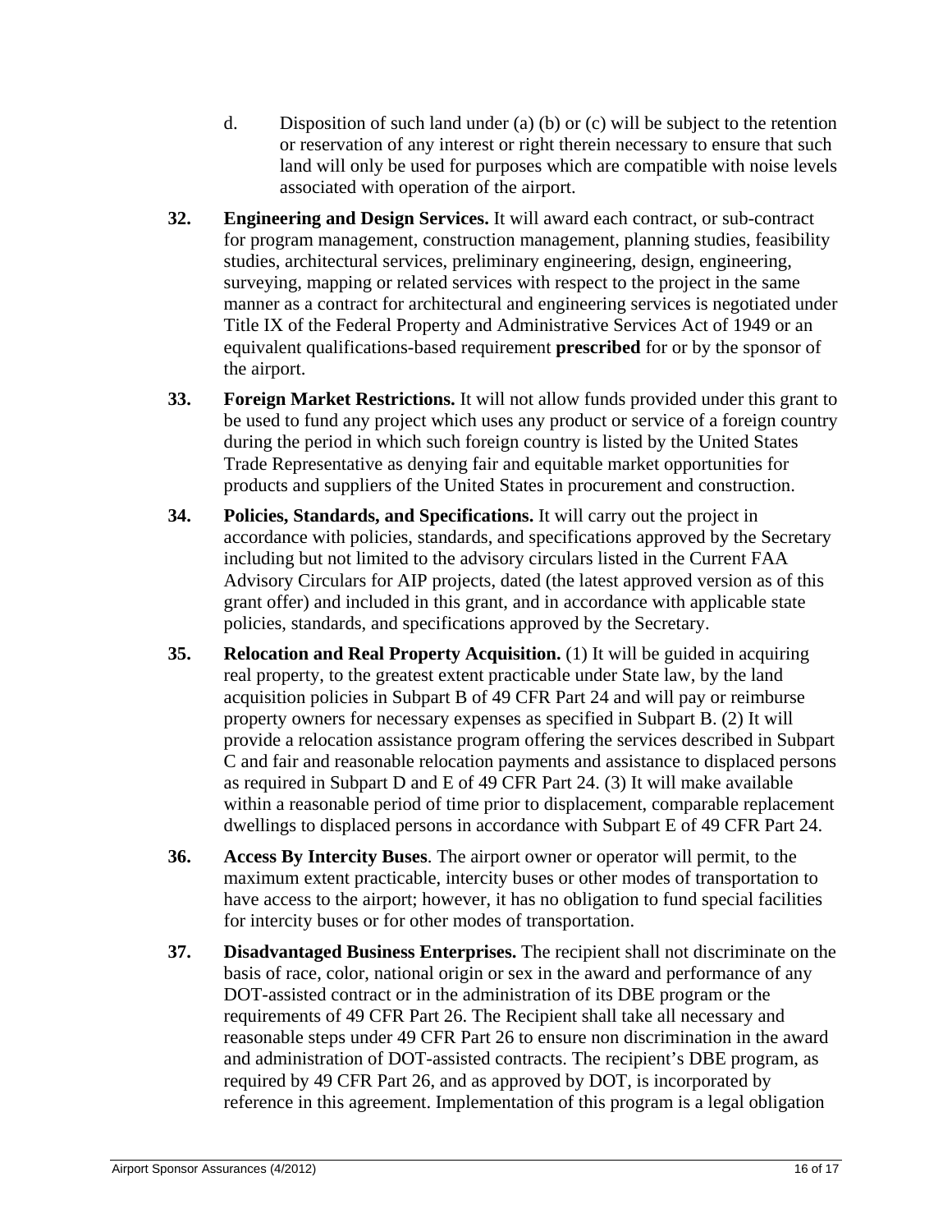d. Disposition of such land under (a) (b) or (c) will be subject to the retention or reservation of any interest or right therein necessary to ensure that such land will only be used for purposes which are compatible with noise levels associated with operation of the airport.

**32. Engineering and Design Services.** It will award each contract, or sub-contract for program management, construction management, planning studies, feasibility studies, architectural services, preliminary engineering, design, engineering, surveying, mapping or related services with respect to the project in the same manner as a contract for architectural and engineering services is negotiated under Title IX of the Federal Property and Administrative Services Act of 1949 or an equivalent qualifications-based requirement **prescribed** for or by the sponsor of the airport.

**33. Foreign Market Restrictions.** It will not allow funds provided under this grant to be used to fund any project which uses any product or service of a foreign country during the period in which such foreign country is listed by the United States Trade Representative as denying fair and equitable market opportunities for products and suppliers of the United States in procurement and construction.

**34. Policies, Standards, and Specifications.** It will carry out the project in accordance with policies, standards, and specifications approved by the Secretary including but not limited to the advisory circulars listed in the Current FAA Advisory Circulars for AIP projects, dated (the latest approved version as of this grant offer) and included in this grant, and in accordance with applicable state policies, standards, and specifications approved by the Secretary.

**35. Relocation and Real Property Acquisition.** (1) It will be guided in acquiring real property, to the greatest extent practicable under State law, by the land acquisition policies in Subpart B of 49 CFR Part 24 and will pay or reimburse property owners for necessary expenses as specified in Subpart B. (2) It will provide a relocation assistance program offering the services described in Subpart C and fair and reasonable relocation payments and assistance to displaced persons as required in Subpart D and E of 49 CFR Part 24. (3) It will make available within a reasonable period of time prior to displacement, comparable replacement dwellings to displaced persons in accordance with Subpart E of 49 CFR Part 24.

**36. Access By Intercity Buses**. The airport owner or operator will permit, to the maximum extent practicable, intercity buses or other modes of transportation to have access to the airport; however, it has no obligation to fund special facilities for intercity buses or for other modes of transportation.

**37. Disadvantaged Business Enterprises.** The recipient shall not discriminate on the basis of race, color, national origin or sex in the award and performance of any DOT-assisted contract or in the administration of its DBE program or the requirements of 49 CFR Part 26. The Recipient shall take all necessary and reasonable steps under 49 CFR Part 26 to ensure non discrimination in the award and administration of DOT-assisted contracts. The recipient's DBE program, as required by 49 CFR Part 26, and as approved by DOT, is incorporated by reference in this agreement. Implementation of this program is a legal obligation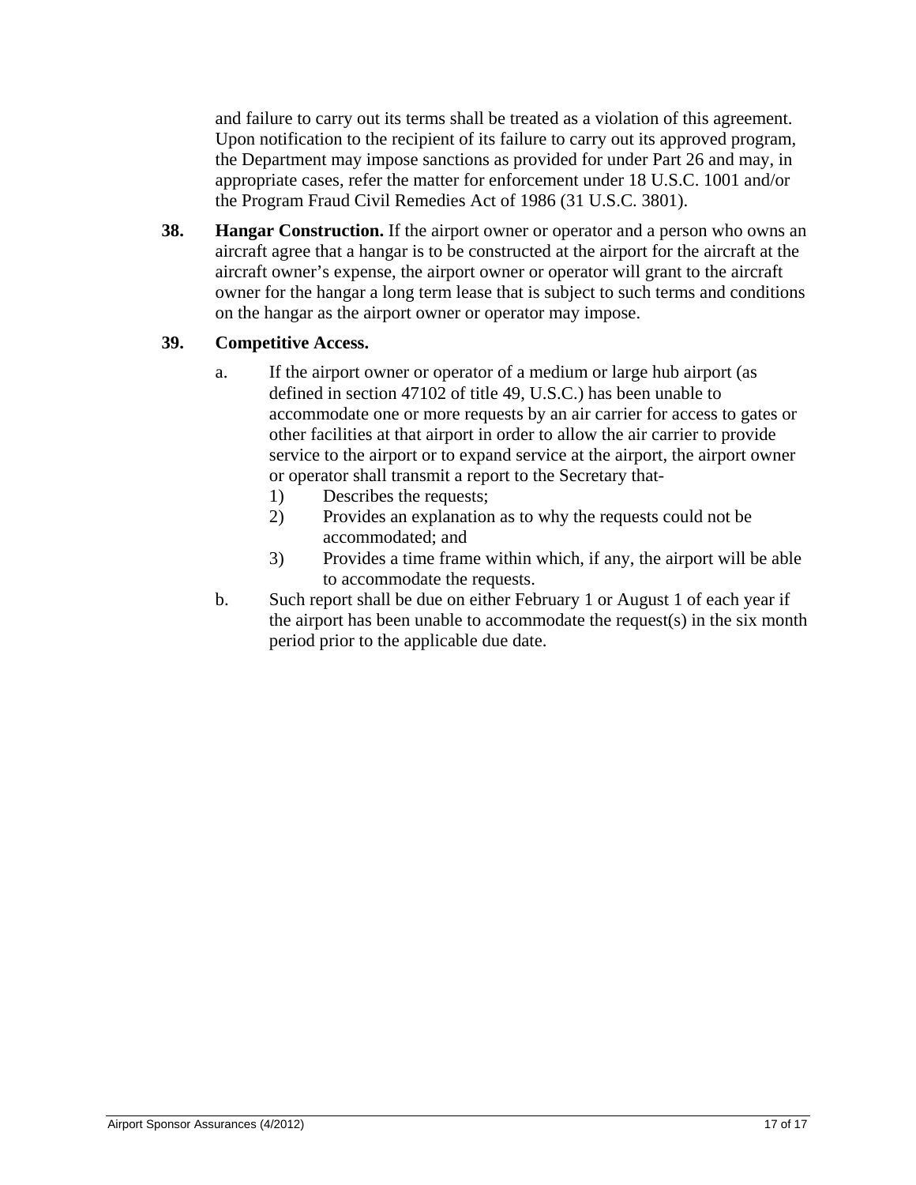and failure to carry out its terms shall be treated as a violation of this agreement. Upon notification to the recipient of its failure to carry out its approved program, the Department may impose sanctions as provided for under Part 26 and may, in appropriate cases, refer the matter for enforcement under 18 U.S.C. 1001 and/or the Program Fraud Civil Remedies Act of 1986 (31 U.S.C. 3801).

**38. Hangar Construction.** If the airport owner or operator and a person who owns an aircraft agree that a hangar is to be constructed at the airport for the aircraft at the aircraft owner's expense, the airport owner or operator will grant to the aircraft owner for the hangar a long term lease that is subject to such terms and conditions on the hangar as the airport owner or operator may impose.

**39. Competitive Access.**

a. If the airport owner or operator of a medium or large hub airport (as defined in section 47102 of title 49, U.S.C.) has been unable to accommodate one or more requests by an air carrier for access to gates or other facilities at that airport in order to allow the air carrier to provide service to the airport or to expand service at the airport, the airport owner or operator shall transmit a report to the Secretary that-

1) Describes the requests;
2) Provides an explanation as to why the requests could not be accommodated; and
3) Provides a time frame within which, if any, the airport will be able to accommodate the requests.

b. Such report shall be due on either February 1 or August 1 of each year if the airport has been unable to accommodate the request(s) in the six month period prior to the applicable due date.